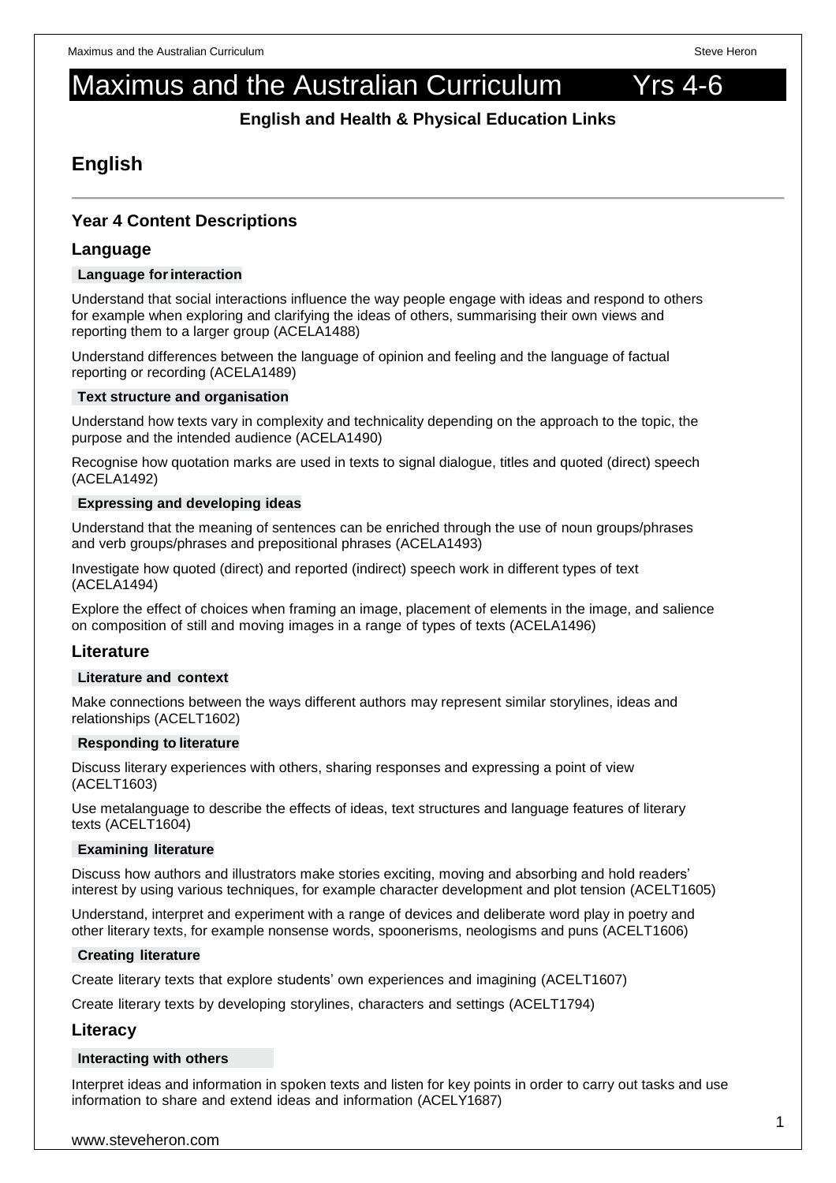# Maximus and the Australian Curriculum Yrs 4-6

**English and Health & Physical Education Links**

## English

### Year 4 Content Descriptions

### Language

**Language for interaction**

Understand that social interactions influence the way people engage with ideas and respond to others for example when exploring and clarifying the ideas of others, summarising their own views and reporting them to a larger group (ACELA1488)

Understand differences between the language of opinion and feeling and the language of factual reporting or recording (ACELA1489)

**Text structure and organisation**

Understand how texts vary in complexity and technicality depending on the approach to the topic, the purpose and the intended audience (ACELA1490)

Recognise how quotation marks are used in texts to signal dialogue, titles and quoted (direct) speech (ACELA1492)

**Expressing and developing ideas**

Understand that the meaning of sentences can be enriched through the use of noun groups/phrases and verb groups/phrases and prepositional phrases (ACELA1493)

Investigate how quoted (direct) and reported (indirect) speech work in different types of text (ACELA1494)

Explore the effect of choices when framing an image, placement of elements in the image, and salience on composition of still and moving images in a range of types of texts (ACELA1496)

### Literature

**Literature and context**

Make connections between the ways different authors may represent similar storylines, ideas and relationships (ACELT1602)

**Responding to literature**

Discuss literary experiences with others, sharing responses and expressing a point of view (ACELT1603)

Use metalanguage to describe the effects of ideas, text structures and language features of literary texts (ACELT1604)

**Examining literature**

Discuss how authors and illustrators make stories exciting, moving and absorbing and hold readers' interest by using various techniques, for example character development and plot tension (ACELT1605)

Understand, interpret and experiment with a range of devices and deliberate word play in poetry and other literary texts, for example nonsense words, spoonerisms, neologisms and puns (ACELT1606)

**Creating literature**

Create literary texts that explore students' own experiences and imagining (ACELT1607)

Create literary texts by developing storylines, characters and settings (ACELT1794)

### Literacy

**Interacting with others**

Interpret ideas and information in spoken texts and listen for key points in order to carry out tasks and use information to share and extend ideas and information (ACELY1687)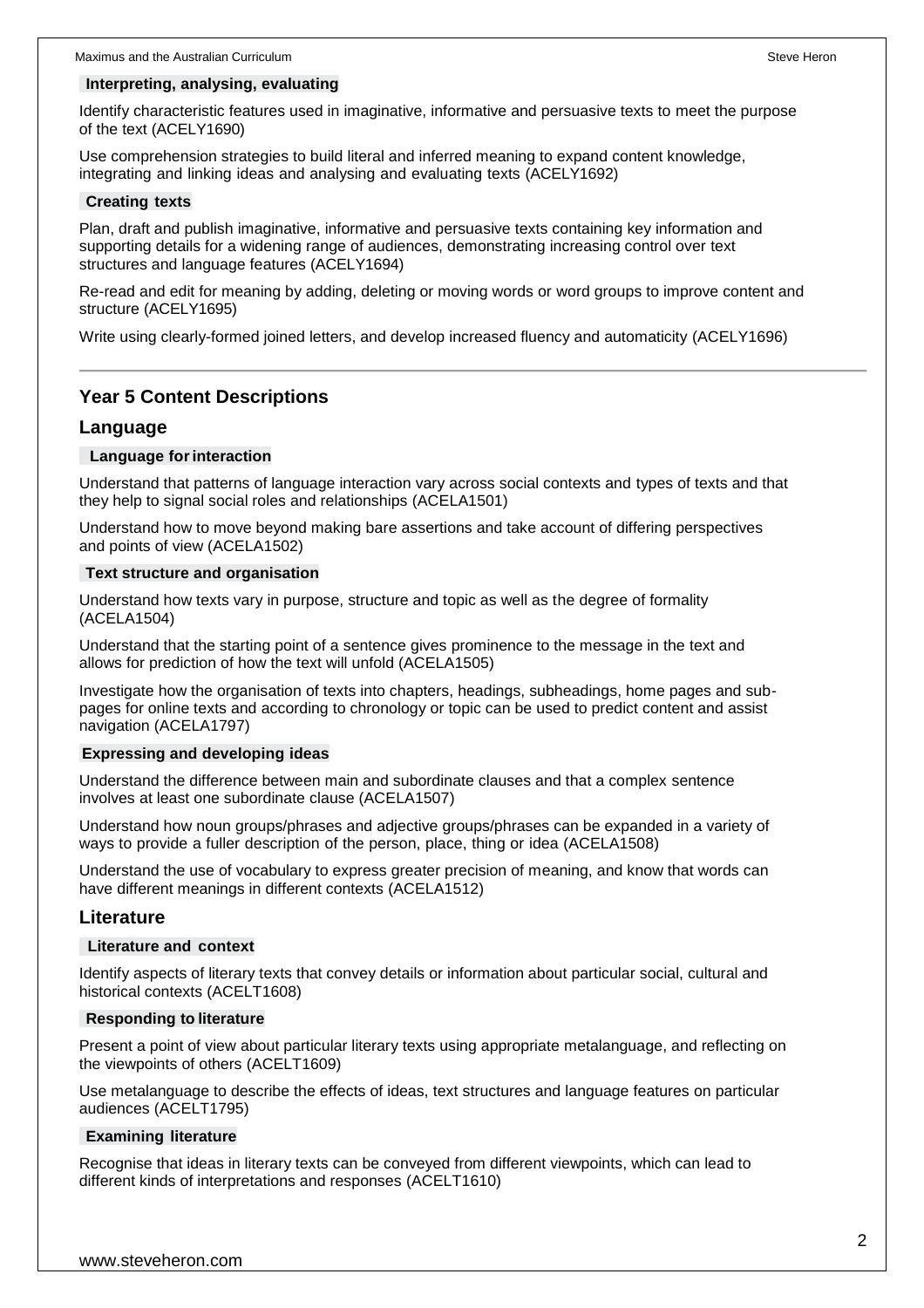#### Interpreting, analysing, evaluating

Identify characteristic features used in imaginative, informative and persuasive texts to meet the purpose of the text (ACELY1690)

Use comprehension strategies to build literal and inferred meaning to expand content knowledge, integrating and linking ideas and analysing and evaluating texts (ACELY1692)

#### Creating texts

Plan, draft and publish imaginative, informative and persuasive texts containing key information and supporting details for a widening range of audiences, demonstrating increasing control over text structures and language features (ACELY1694)

Re-read and edit for meaning by adding, deleting or moving words or word groups to improve content and structure (ACELY1695)

Write using clearly-formed joined letters, and develop increased fluency and automaticity (ACELY1696)

---

## Year 5 Content Descriptions

### Language

#### Language for interaction

Understand that patterns of language interaction vary across social contexts and types of texts and that they help to signal social roles and relationships (ACELA1501)

Understand how to move beyond making bare assertions and take account of differing perspectives and points of view (ACELA1502)

#### Text structure and organisation

Understand how texts vary in purpose, structure and topic as well as the degree of formality (ACELA1504)

Understand that the starting point of a sentence gives prominence to the message in the text and allows for prediction of how the text will unfold (ACELA1505)

Investigate how the organisation of texts into chapters, headings, subheadings, home pages and sub-pages for online texts and according to chronology or topic can be used to predict content and assist navigation (ACELA1797)

#### Expressing and developing ideas

Understand the difference between main and subordinate clauses and that a complex sentence involves at least one subordinate clause (ACELA1507)

Understand how noun groups/phrases and adjective groups/phrases can be expanded in a variety of ways to provide a fuller description of the person, place, thing or idea (ACELA1508)

Understand the use of vocabulary to express greater precision of meaning, and know that words can have different meanings in different contexts (ACELA1512)

### Literature

#### Literature and context

Identify aspects of literary texts that convey details or information about particular social, cultural and historical contexts (ACELT1608)

#### Responding to literature

Present a point of view about particular literary texts using appropriate metalanguage, and reflecting on the viewpoints of others (ACELT1609)

Use metalanguage to describe the effects of ideas, text structures and language features on particular audiences (ACELT1795)

#### Examining literature

Recognise that ideas in literary texts can be conveyed from different viewpoints, which can lead to different kinds of interpretations and responses (ACELT1610)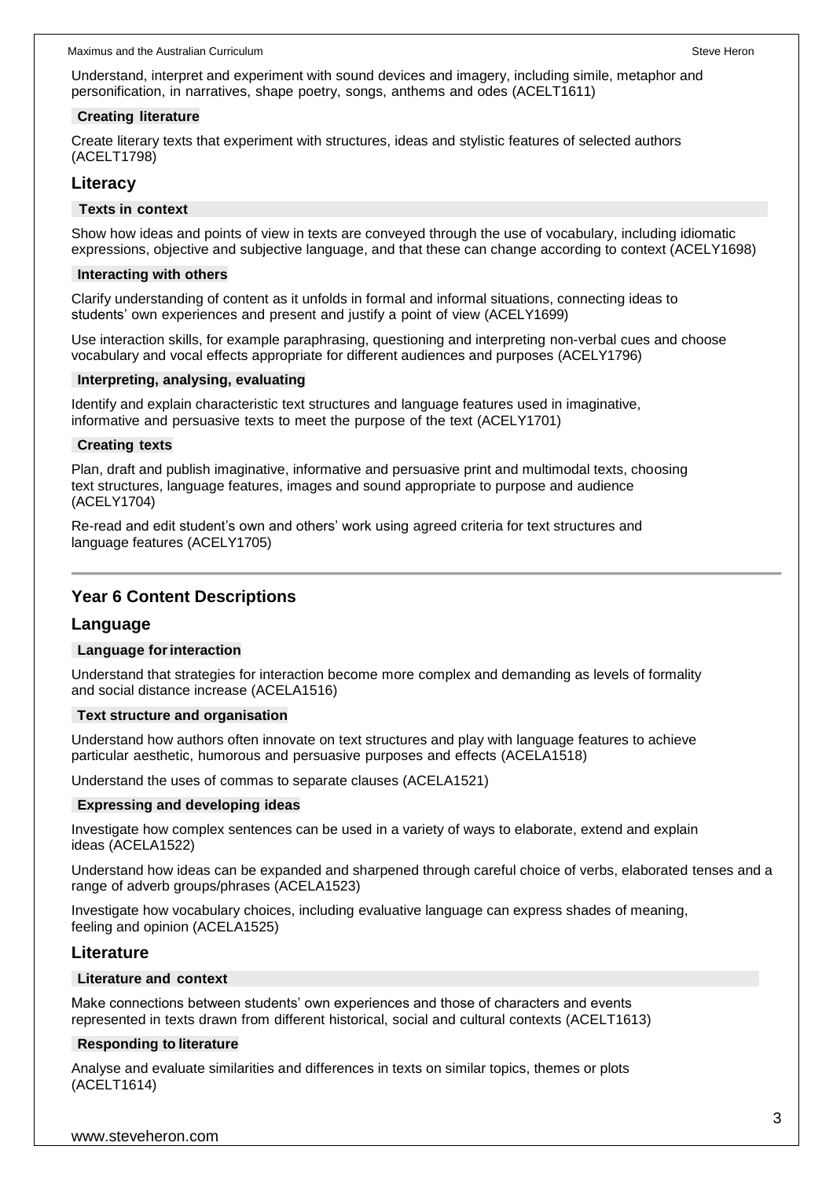Understand, interpret and experiment with sound devices and imagery, including simile, metaphor and personification, in narratives, shape poetry, songs, anthems and odes (ACELT1611)

#### Creating literature

Create literary texts that experiment with structures, ideas and stylistic features of selected authors (ACELT1798)

### Literacy

#### Texts in context

Show how ideas and points of view in texts are conveyed through the use of vocabulary, including idiomatic expressions, objective and subjective language, and that these can change according to context (ACELY1698)

#### Interacting with others

Clarify understanding of content as it unfolds in formal and informal situations, connecting ideas to students' own experiences and present and justify a point of view (ACELY1699)

Use interaction skills, for example paraphrasing, questioning and interpreting non-verbal cues and choose vocabulary and vocal effects appropriate for different audiences and purposes (ACELY1796)

#### Interpreting, analysing, evaluating

Identify and explain characteristic text structures and language features used in imaginative, informative and persuasive texts to meet the purpose of the text (ACELY1701)

#### Creating texts

Plan, draft and publish imaginative, informative and persuasive print and multimodal texts, choosing text structures, language features, images and sound appropriate to purpose and audience (ACELY1704)

Re-read and edit student's own and others' work using agreed criteria for text structures and language features (ACELY1705)

---

## Year 6 Content Descriptions

### Language

#### Language for interaction

Understand that strategies for interaction become more complex and demanding as levels of formality and social distance increase (ACELA1516)

#### Text structure and organisation

Understand how authors often innovate on text structures and play with language features to achieve particular aesthetic, humorous and persuasive purposes and effects (ACELA1518)

Understand the uses of commas to separate clauses (ACELA1521)

#### Expressing and developing ideas

Investigate how complex sentences can be used in a variety of ways to elaborate, extend and explain ideas (ACELA1522)

Understand how ideas can be expanded and sharpened through careful choice of verbs, elaborated tenses and a range of adverb groups/phrases (ACELA1523)

Investigate how vocabulary choices, including evaluative language can express shades of meaning, feeling and opinion (ACELA1525)

### Literature

#### Literature and context

Make connections between students' own experiences and those of characters and events represented in texts drawn from different historical, social and cultural contexts (ACELT1613)

#### Responding to literature

Analyse and evaluate similarities and differences in texts on similar topics, themes or plots (ACELT1614)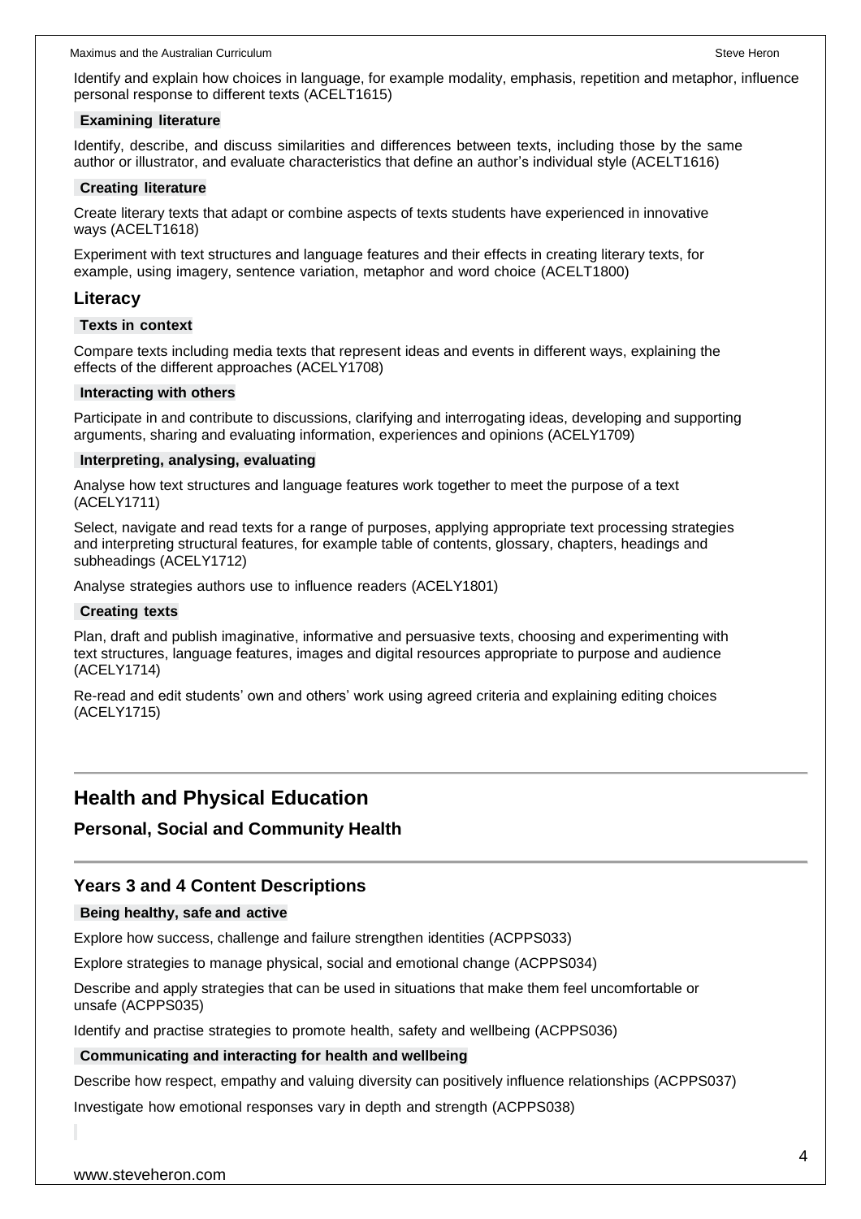Identify and explain how choices in language, for example modality, emphasis, repetition and metaphor, influence personal response to different texts (ACELT1615)

**Examining literature**

Identify, describe, and discuss similarities and differences between texts, including those by the same author or illustrator, and evaluate characteristics that define an author's individual style (ACELT1616)

**Creating literature**

Create literary texts that adapt or combine aspects of texts students have experienced in innovative ways (ACELT1618)

Experiment with text structures and language features and their effects in creating literary texts, for example, using imagery, sentence variation, metaphor and word choice (ACELT1800)

### Literacy

**Texts in context**

Compare texts including media texts that represent ideas and events in different ways, explaining the effects of the different approaches (ACELY1708)

**Interacting with others**

Participate in and contribute to discussions, clarifying and interrogating ideas, developing and supporting arguments, sharing and evaluating information, experiences and opinions (ACELY1709)

**Interpreting, analysing, evaluating**

Analyse how text structures and language features work together to meet the purpose of a text (ACELY1711)

Select, navigate and read texts for a range of purposes, applying appropriate text processing strategies and interpreting structural features, for example table of contents, glossary, chapters, headings and subheadings (ACELY1712)

Analyse strategies authors use to influence readers (ACELY1801)

**Creating texts**

Plan, draft and publish imaginative, informative and persuasive texts, choosing and experimenting with text structures, language features, images and digital resources appropriate to purpose and audience (ACELY1714)

Re-read and edit students' own and others' work using agreed criteria and explaining editing choices (ACELY1715)

## Health and Physical Education

### Personal, Social and Community Health

### Years 3 and 4 Content Descriptions

**Being healthy, safe and active**

Explore how success, challenge and failure strengthen identities (ACPPS033)

Explore strategies to manage physical, social and emotional change (ACPPS034)

Describe and apply strategies that can be used in situations that make them feel uncomfortable or unsafe (ACPPS035)

Identify and practise strategies to promote health, safety and wellbeing (ACPPS036)

**Communicating and interacting for health and wellbeing**

Describe how respect, empathy and valuing diversity can positively influence relationships (ACPPS037)

Investigate how emotional responses vary in depth and strength (ACPPS038)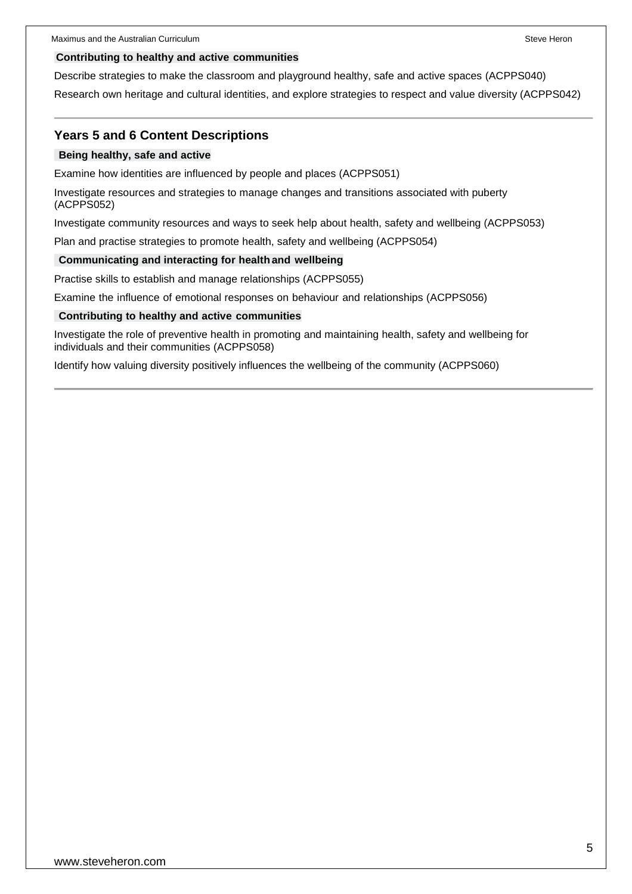**Contributing to healthy and active communities**

Describe strategies to make the classroom and playground healthy, safe and active spaces (ACPPS040)

Research own heritage and cultural identities, and explore strategies to respect and value diversity (ACPPS042)

---

## Years 5 and 6 Content Descriptions

**Being healthy, safe and active**

Examine how identities are influenced by people and places (ACPPS051)

Investigate resources and strategies to manage changes and transitions associated with puberty (ACPPS052)

Investigate community resources and ways to seek help about health, safety and wellbeing (ACPPS053)

Plan and practise strategies to promote health, safety and wellbeing (ACPPS054)

**Communicating and interacting for health and wellbeing**

Practise skills to establish and manage relationships (ACPPS055)

Examine the influence of emotional responses on behaviour and relationships (ACPPS056)

**Contributing to healthy and active communities**

Investigate the role of preventive health in promoting and maintaining health, safety and wellbeing for individuals and their communities (ACPPS058)

Identify how valuing diversity positively influences the wellbeing of the community (ACPPS060)

---